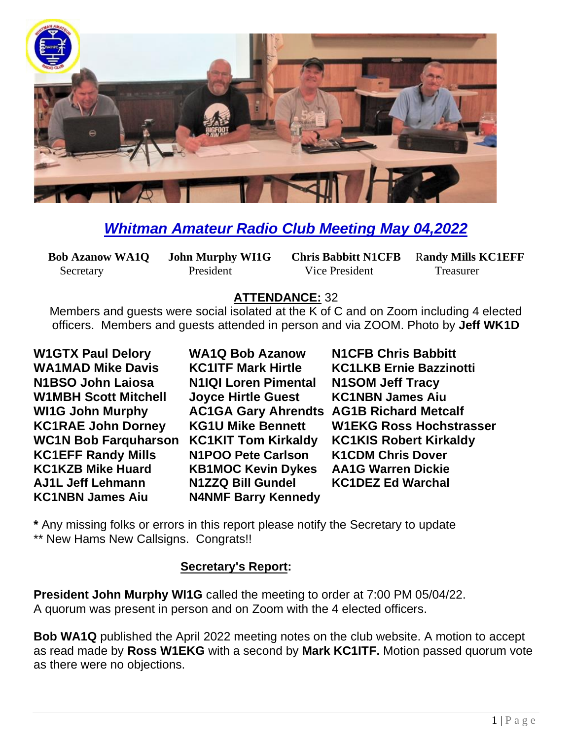## *Whitman Amateur Radio Club Meeting May 04,2022*

| | | | |
|---|---|---|---|
| **Bob Azanow WA1Q** | **John Murphy WI1G** | **Chris Babbitt N1CFB** | R**andy Mills KC1EFF** |
| Secretary | President | Vice President | Treasurer |

**ATTENDANCE:** 32

Members and guests were social isolated at the K of C and on Zoom including 4 elected officers. Members and guests attended in person and via ZOOM. Photo by **Jeff WK1D**

| | | |
|---|---|---|
| **W1GTX Paul Delory** | **WA1Q Bob Azanow** | **N1CFB Chris Babbitt** |
| **WA1MAD Mike Davis** | **KC1ITF Mark Hirtle** | **KC1LKB Ernie Bazzinotti** |
| **N1BSO John Laiosa** | **N1IQI Loren Pimental** | **N1SOM Jeff Tracy** |
| **W1MBH Scott Mitchell** | **Joyce Hirtle Guest** | **KC1NBN James Aiu** |
| **WI1G John Murphy** | **AC1GA Gary Ahrendts** | **AG1B Richard Metcalf** |
| **KC1RAE John Dorney** | **KG1U Mike Bennett** | **W1EKG Ross Hochstrasser** |
| **WC1N Bob Farquharson** | **KC1KIT Tom Kirkaldy** | **KC1KIS Robert Kirkaldy** |
| **KC1EFF Randy Mills** | **N1POO Pete Carlson** | **K1CDM Chris Dover** |
| **KC1KZB Mike Huard** | **KB1MOC Kevin Dykes** | **AA1G Warren Dickie** |
| **AJ1L Jeff Lehmann** | **N1ZZQ Bill Gundel** | **KC1DEZ Ed Warchal** |
| **KC1NBN James Aiu** | **N4NMF Barry Kennedy** | |

**\*** Any missing folks or errors in this report please notify the Secretary to update
** New Hams New Callsigns. Congrats!!

**Secretary's Report:**

**President John Murphy WI1G** called the meeting to order at 7:00 PM 05/04/22.
A quorum was present in person and on Zoom with the 4 elected officers.

**Bob WA1Q** published the April 2022 meeting notes on the club website. A motion to accept as read made by **Ross W1EKG** with a second by **Mark KC1ITF.** Motion passed quorum vote as there were no objections.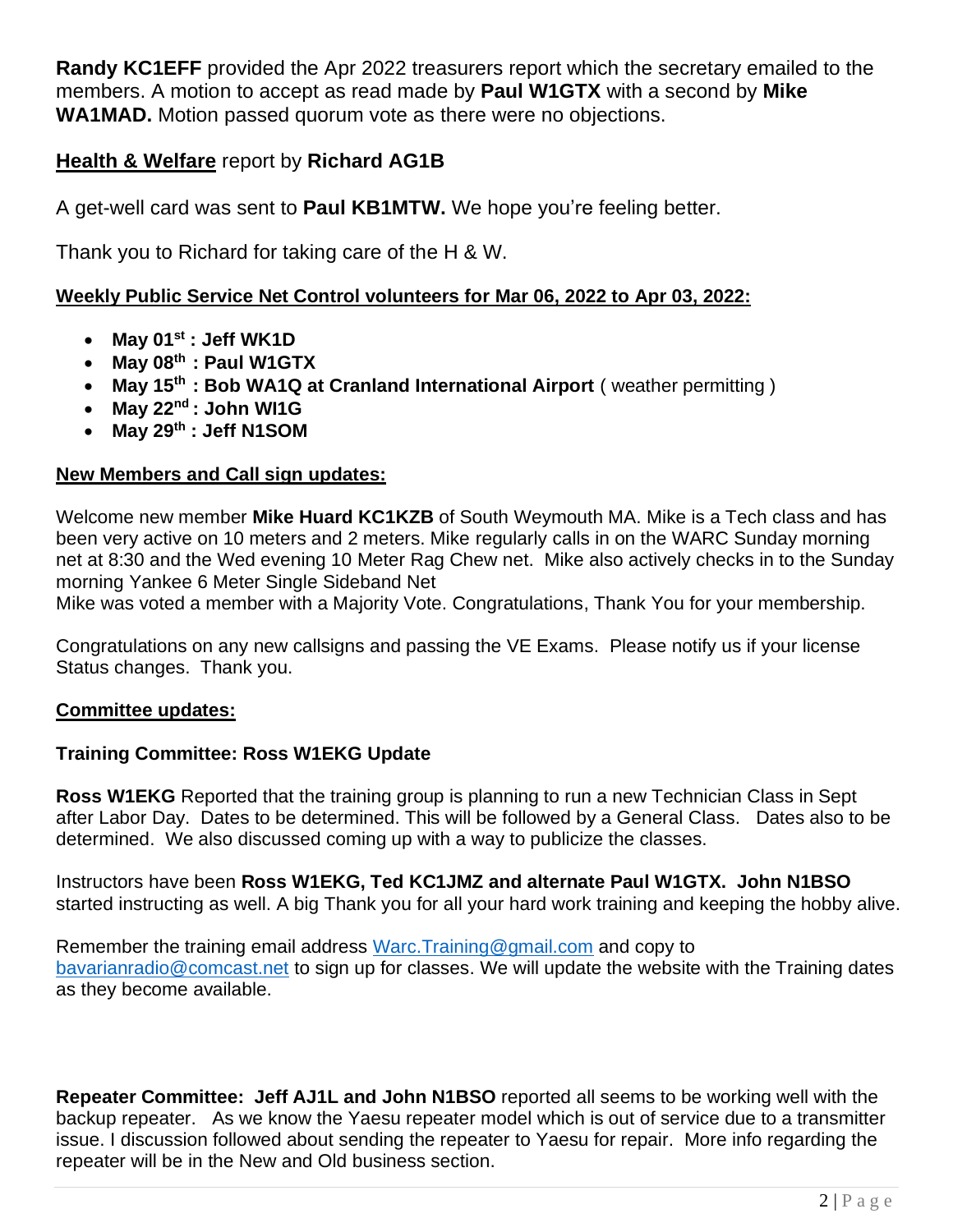**Randy KC1EFF** provided the Apr 2022 treasurers report which the secretary emailed to the members. A motion to accept as read made by **Paul W1GTX** with a second by **Mike WA1MAD.** Motion passed quorum vote as there were no objections.

**Health & Welfare** report by **Richard AG1B**

A get-well card was sent to **Paul KB1MTW.** We hope you're feeling better.

Thank you to Richard for taking care of the H & W.

**Weekly Public Service Net Control volunteers for Mar 06, 2022 to Apr 03, 2022:**

- **May 01st : Jeff WK1D**
- **May 08th : Paul W1GTX**
- **May 15th : Bob WA1Q at Cranland International Airport** ( weather permitting )
- **May 22nd : John WI1G**
- **May 29th : Jeff N1SOM**

**New Members and Call sign updates:**

Welcome new member **Mike Huard KC1KZB** of South Weymouth MA. Mike is a Tech class and has been very active on 10 meters and 2 meters. Mike regularly calls in on the WARC Sunday morning net at 8:30 and the Wed evening 10 Meter Rag Chew net. Mike also actively checks in to the Sunday morning Yankee 6 Meter Single Sideband Net
Mike was voted a member with a Majority Vote. Congratulations, Thank You for your membership.

Congratulations on any new callsigns and passing the VE Exams. Please notify us if your license Status changes. Thank you.

**Committee updates:**

**Training Committee: Ross W1EKG Update**

**Ross W1EKG** Reported that the training group is planning to run a new Technician Class in Sept after Labor Day. Dates to be determined. This will be followed by a General Class. Dates also to be determined. We also discussed coming up with a way to publicize the classes.

Instructors have been **Ross W1EKG, Ted KC1JMZ and alternate Paul W1GTX. John N1BSO** started instructing as well. A big Thank you for all your hard work training and keeping the hobby alive.

Remember the training email address Warc.Training@gmail.com and copy to bavarianradio@comcast.net to sign up for classes. We will update the website with the Training dates as they become available.

**Repeater Committee: Jeff AJ1L and John N1BSO** reported all seems to be working well with the backup repeater. As we know the Yaesu repeater model which is out of service due to a transmitter issue. I discussion followed about sending the repeater to Yaesu for repair. More info regarding the repeater will be in the New and Old business section.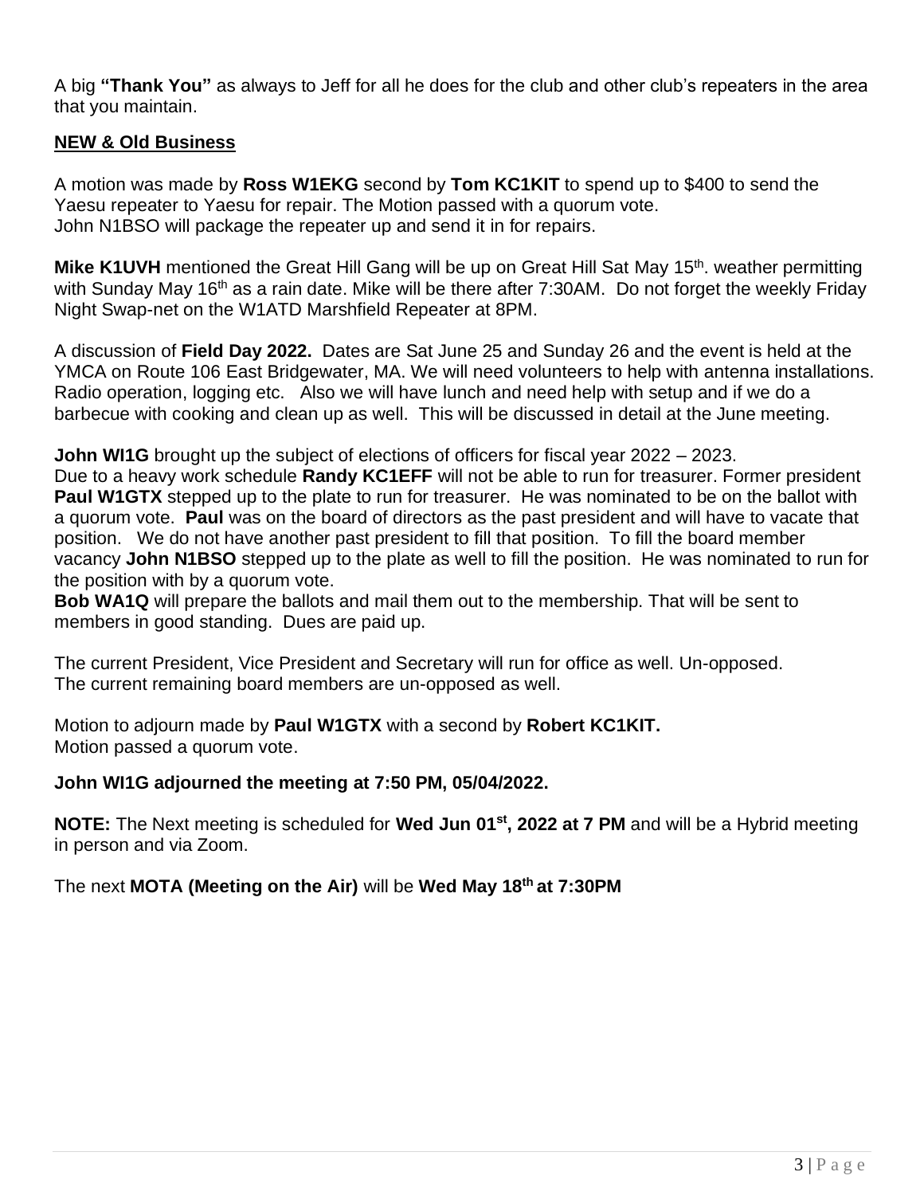A big **"Thank You"** as always to Jeff for all he does for the club and other club's repeaters in the area that you maintain.

## NEW & Old Business

A motion was made by **Ross W1EKG** second by **Tom KC1KIT** to spend up to $400 to send the Yaesu repeater to Yaesu for repair. The Motion passed with a quorum vote.
John N1BSO will package the repeater up and send it in for repairs.

**Mike K1UVH** mentioned the Great Hill Gang will be up on Great Hill Sat May 15th. weather permitting with Sunday May 16th as a rain date. Mike will be there after 7:30AM. Do not forget the weekly Friday Night Swap-net on the W1ATD Marshfield Repeater at 8PM.

A discussion of **Field Day 2022.** Dates are Sat June 25 and Sunday 26 and the event is held at the YMCA on Route 106 East Bridgewater, MA. We will need volunteers to help with antenna installations. Radio operation, logging etc. Also we will have lunch and need help with setup and if we do a barbecue with cooking and clean up as well. This will be discussed in detail at the June meeting.

**John WI1G** brought up the subject of elections of officers for fiscal year 2022 – 2023.
Due to a heavy work schedule **Randy KC1EFF** will not be able to run for treasurer. Former president **Paul W1GTX** stepped up to the plate to run for treasurer. He was nominated to be on the ballot with a quorum vote. **Paul** was on the board of directors as the past president and will have to vacate that position. We do not have another past president to fill that position. To fill the board member vacancy **John N1BSO** stepped up to the plate as well to fill the position. He was nominated to run for the position with by a quorum vote.
**Bob WA1Q** will prepare the ballots and mail them out to the membership. That will be sent to members in good standing. Dues are paid up.

The current President, Vice President and Secretary will run for office as well. Un-opposed.
The current remaining board members are un-opposed as well.

Motion to adjourn made by **Paul W1GTX** with a second by **Robert KC1KIT.**
Motion passed a quorum vote.

**John WI1G adjourned the meeting at 7:50 PM, 05/04/2022.**

**NOTE:** The Next meeting is scheduled for **Wed Jun 01st, 2022 at 7 PM** and will be a Hybrid meeting in person and via Zoom.

The next **MOTA (Meeting on the Air)** will be **Wed May 18th at 7:30PM**